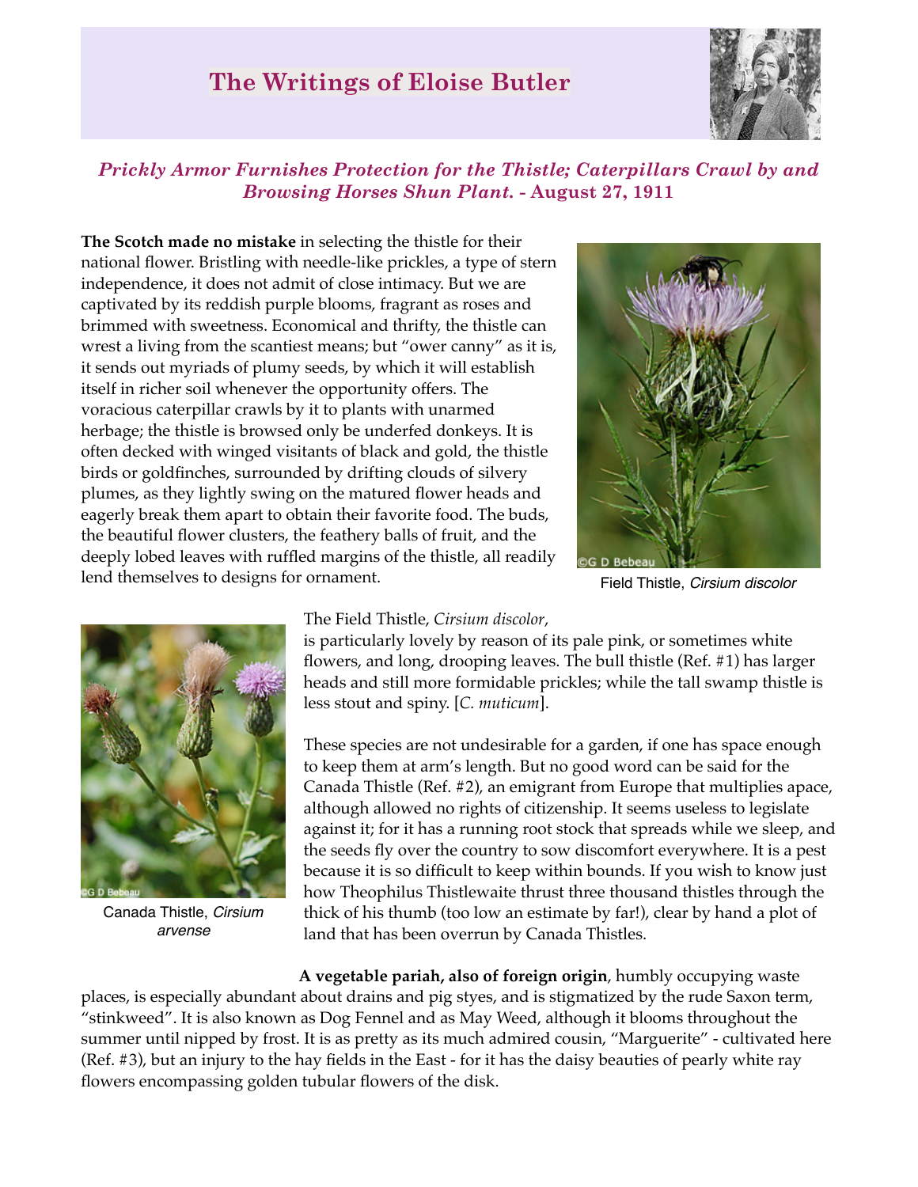# The Writings of Eloise Butler

## *Prickly Armor Furnishes Protection for the Thistle; Caterpillars Crawl by and Browsing Horses Shun Plant.* - August 27, 1911

**The Scotch made no mistake** in selecting the thistle for their national flower. Bristling with needle-like prickles, a type of stern independence, it does not admit of close intimacy. But we are captivated by its reddish purple blooms, fragrant as roses and brimmed with sweetness. Economical and thrifty, the thistle can wrest a living from the scantiest means; but "ower canny" as it is, it sends out myriads of plumy seeds, by which it will establish itself in richer soil whenever the opportunity offers. The voracious caterpillar crawls by it to plants with unarmed herbage; the thistle is browsed only be underfed donkeys. It is often decked with winged visitants of black and gold, the thistle birds or goldfinches, surrounded by drifting clouds of silvery plumes, as they lightly swing on the matured flower heads and eagerly break them apart to obtain their favorite food. The buds, the beautiful flower clusters, the feathery balls of fruit, and the deeply lobed leaves with ruffled margins of the thistle, all readily lend themselves to designs for ornament.

Field Thistle, *Cirsium discolor*

The Field Thistle, *Cirsium discolor*, is particularly lovely by reason of its pale pink, or sometimes white flowers, and long, drooping leaves. The bull thistle (Ref. #1) has larger heads and still more formidable prickles; while the tall swamp thistle is less stout and spiny. [*C. muticum*].

Canada Thistle, *Cirsium arvense*

These species are not undesirable for a garden, if one has space enough to keep them at arm's length. But no good word can be said for the Canada Thistle (Ref. #2), an emigrant from Europe that multiplies apace, although allowed no rights of citizenship. It seems useless to legislate against it; for it has a running root stock that spreads while we sleep, and the seeds fly over the country to sow discomfort everywhere. It is a pest because it is so difficult to keep within bounds. If you wish to know just how Theophilus Thistlewaite thrust three thousand thistles through the thick of his thumb (too low an estimate by far!), clear by hand a plot of land that has been overrun by Canada Thistles.

**A vegetable pariah, also of foreign origin**, humbly occupying waste places, is especially abundant about drains and pig styes, and is stigmatized by the rude Saxon term, "stinkweed". It is also known as Dog Fennel and as May Weed, although it blooms throughout the summer until nipped by frost. It is as pretty as its much admired cousin, "Marguerite" - cultivated here (Ref. #3), but an injury to the hay fields in the East - for it has the daisy beauties of pearly white ray flowers encompassing golden tubular flowers of the disk.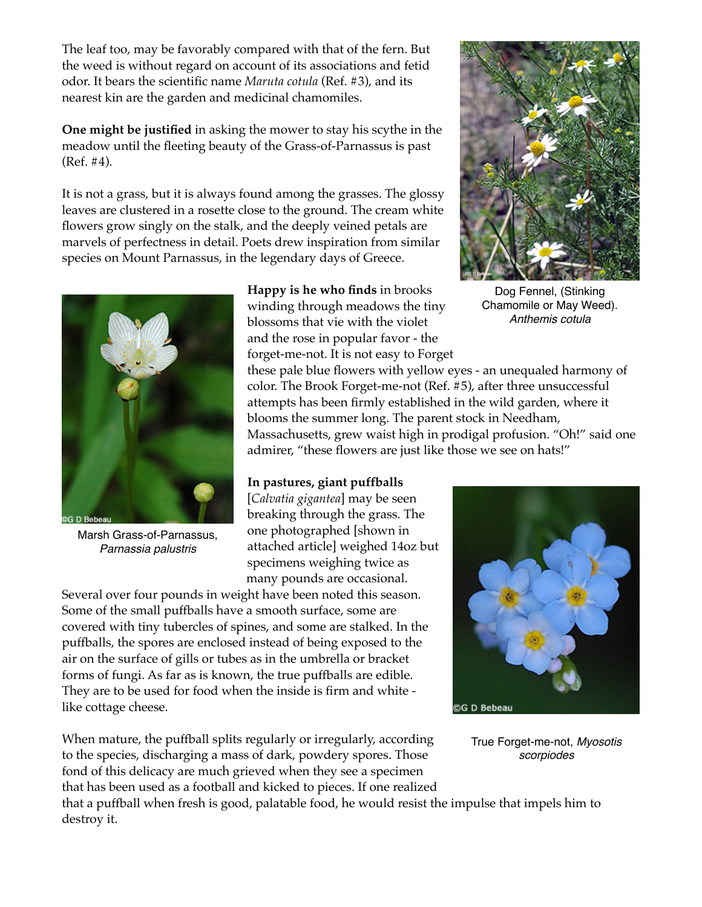The leaf too, may be favorably compared with that of the fern. But the weed is without regard on account of its associations and fetid odor. It bears the scientific name *Maruta cotula* (Ref. #3), and its nearest kin are the garden and medicinal chamomiles.

Dog Fennel, (Stinking Chamomile or May Weed). *Anthemis cotula*

**One might be justified** in asking the mower to stay his scythe in the meadow until the fleeting beauty of the Grass-of-Parnassus is past (Ref. #4).

It is not a grass, but it is always found among the grasses. The glossy leaves are clustered in a rosette close to the ground. The cream white flowers grow singly on the stalk, and the deeply veined petals are marvels of perfectness in detail. Poets drew inspiration from similar species on Mount Parnassus, in the legendary days of Greece.

Marsh Grass-of-Parnassus, *Parnassia palustris*

**Happy is he who finds** in brooks winding through meadows the tiny blossoms that vie with the violet and the rose in popular favor - the forget-me-not. It is not easy to Forget these pale blue flowers with yellow eyes - an unequaled harmony of color. The Brook Forget-me-not (Ref. #5), after three unsuccessful attempts has been firmly established in the wild garden, where it blooms the summer long. The parent stock in Needham, Massachusetts, grew waist high in prodigal profusion. "Oh!" said one admirer, "these flowers are just like those we see on hats!"

**In pastures, giant puffballs** [*Calvatia gigantea*] may be seen breaking through the grass. The one photographed [shown in attached article] weighed 14oz but specimens weighing twice as many pounds are occasional. Several over four pounds in weight have been noted this season. Some of the small puffballs have a smooth surface, some are covered with tiny tubercles of spines, and some are stalked. In the puffballs, the spores are enclosed instead of being exposed to the air on the surface of gills or tubes as in the umbrella or bracket forms of fungi. As far as is known, the true puffballs are edible. They are to be used for food when the inside is firm and white - like cottage cheese.

True Forget-me-not, *Myosotis scorpiodes*

When mature, the puffball splits regularly or irregularly, according to the species, discharging a mass of dark, powdery spores. Those fond of this delicacy are much grieved when they see a specimen that has been used as a football and kicked to pieces. If one realized that a puffball when fresh is good, palatable food, he would resist the impulse that impels him to destroy it.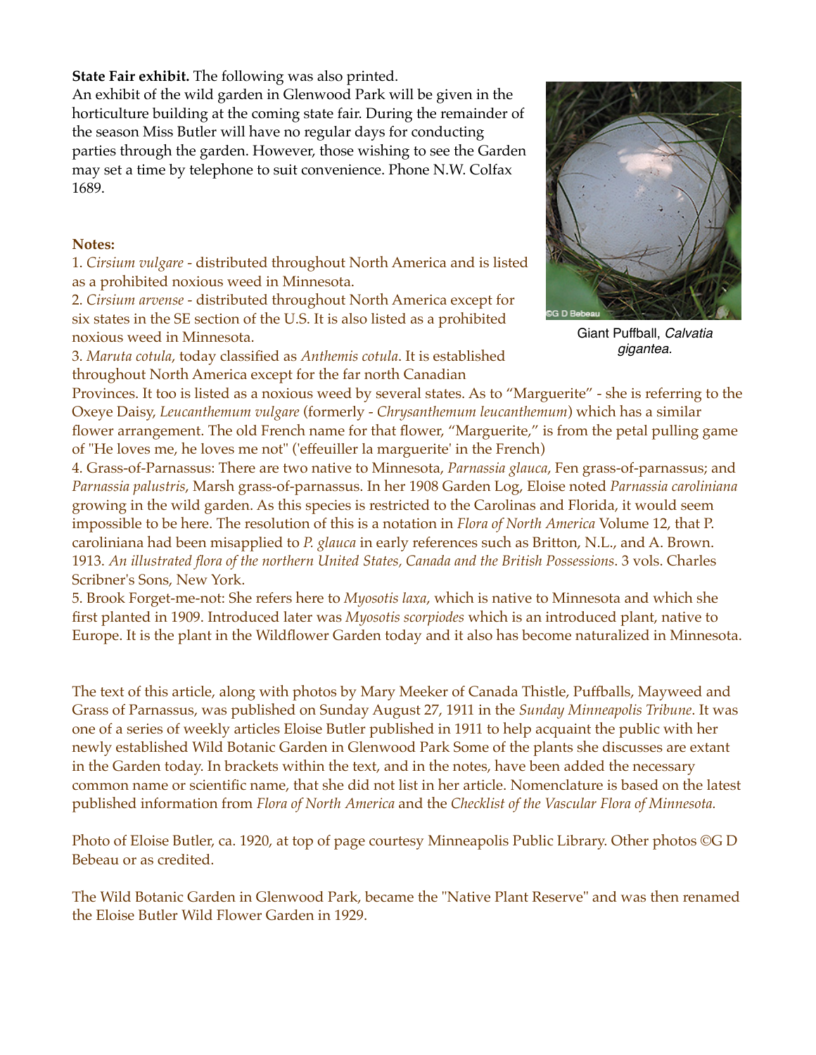**State Fair exhibit.** The following was also printed.

An exhibit of the wild garden in Glenwood Park will be given in the horticulture building at the coming state fair. During the remainder of the season Miss Butler will have no regular days for conducting parties through the garden. However, those wishing to see the Garden may set a time by telephone to suit convenience. Phone N.W. Colfax 1689.

Giant Puffball, *Calvatia gigantea*.

**Notes:**

1. *Cirsium vulgare* - distributed throughout North America and is listed as a prohibited noxious weed in Minnesota.
2. *Cirsium arvense* - distributed throughout North America except for six states in the SE section of the U.S. It is also listed as a prohibited noxious weed in Minnesota.
3. *Maruta cotula*, today classified as *Anthemis cotula*. It is established throughout North America except for the far north Canadian Provinces. It too is listed as a noxious weed by several states. As to "Marguerite" - she is referring to the Oxeye Daisy, *Leucanthemum vulgare* (formerly - *Chrysanthemum leucanthemum*) which has a similar flower arrangement. The old French name for that flower, "Marguerite," is from the petal pulling game of "He loves me, he loves me not" ('effeuiller la marguerite' in the French)
4. Grass-of-Parnassus: There are two native to Minnesota, *Parnassia glauca*, Fen grass-of-parnassus; and *Parnassia palustris*, Marsh grass-of-parnassus. In her 1908 Garden Log, Eloise noted *Parnassia caroliniana* growing in the wild garden. As this species is restricted to the Carolinas and Florida, it would seem impossible to be here. The resolution of this is a notation in *Flora of North America* Volume 12, that P. caroliniana had been misapplied to *P. glauca* in early references such as Britton, N.L., and A. Brown. 1913. *An illustrated flora of the northern United States, Canada and the British Possessions*. 3 vols. Charles Scribner's Sons, New York.
5. Brook Forget-me-not: She refers here to *Myosotis laxa*, which is native to Minnesota and which she first planted in 1909. Introduced later was *Myosotis scorpiodes* which is an introduced plant, native to Europe. It is the plant in the Wildflower Garden today and it also has become naturalized in Minnesota.

The text of this article, along with photos by Mary Meeker of Canada Thistle, Puffballs, Mayweed and Grass of Parnassus, was published on Sunday August 27, 1911 in the *Sunday Minneapolis Tribune*. It was one of a series of weekly articles Eloise Butler published in 1911 to help acquaint the public with her newly established Wild Botanic Garden in Glenwood Park Some of the plants she discusses are extant in the Garden today. In brackets within the text, and in the notes, have been added the necessary common name or scientific name, that she did not list in her article. Nomenclature is based on the latest published information from *Flora of North America* and the *Checklist of the Vascular Flora of Minnesota.*

Photo of Eloise Butler, ca. 1920, at top of page courtesy Minneapolis Public Library. Other photos ©G D Bebeau or as credited.

The Wild Botanic Garden in Glenwood Park, became the "Native Plant Reserve" and was then renamed the Eloise Butler Wild Flower Garden in 1929.